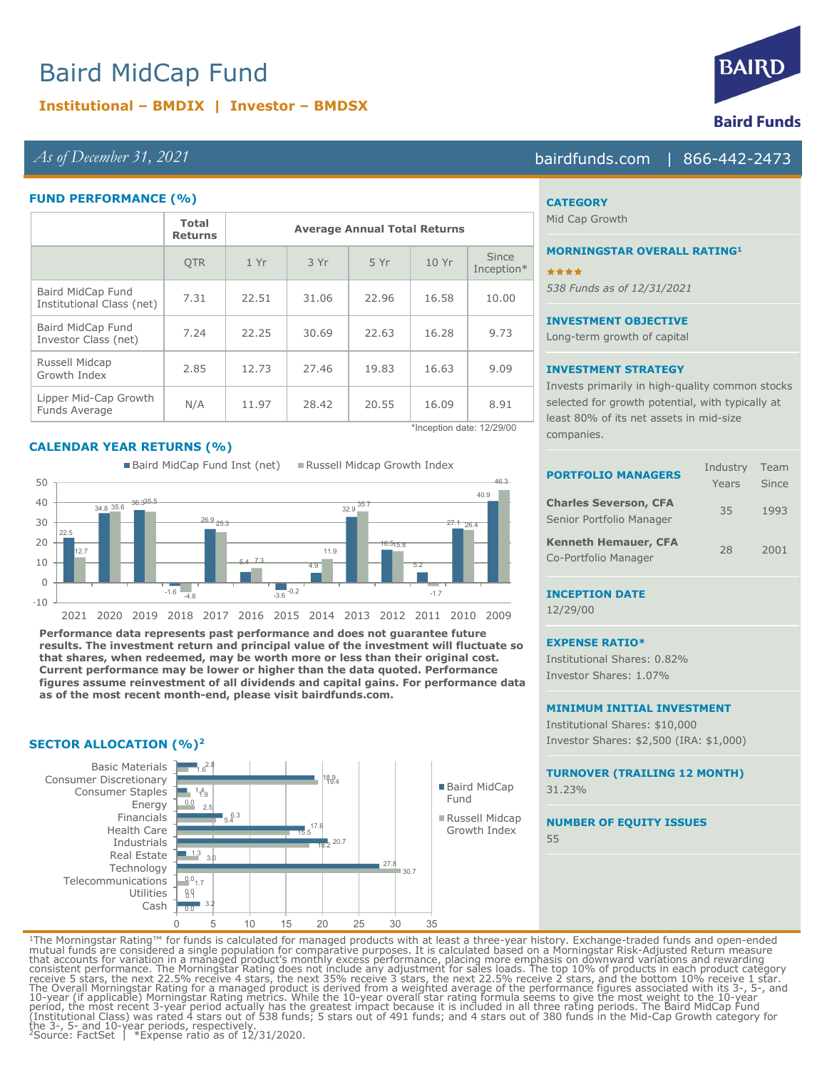# Baird MidCap Fund

**Institutional – BMDIX | Investor – BMDSX**

*As of December 31, 2021*

bairdfunds.com | 866-442-2473

## FUND PERFORMANCE (%)

| | Total Returns | Average Annual Total Returns | | | | |
|---|---|---|---|---|---|---|
| | QTR | 1 Yr | 3 Yr | 5 Yr | 10 Yr | Since Inception* |
| Baird MidCap Fund Institutional Class (net) | 7.31 | 22.51 | 31.06 | 22.96 | 16.58 | 10.00 |
| Baird MidCap Fund Investor Class (net) | 7.24 | 22.25 | 30.69 | 22.63 | 16.28 | 9.73 |
| Russell Midcap Growth Index | 2.85 | 12.73 | 27.46 | 19.83 | 16.63 | 9.09 |
| Lipper Mid-Cap Growth Funds Average | N/A | 11.97 | 28.42 | 20.55 | 16.09 | 8.91 |

*Inception date: 12/29/00

## CALENDAR YEAR RETURNS (%)

| Year | Baird MidCap Fund Inst (net) | Russell Midcap Growth Index |
|---|---|---|
| 2021 | 22.5 | 12.7 |
| 2020 | 34.8 | 35.6 |
| 2019 | 36.3 | 35.5 |
| 2018 | -1.6 | -4.8 |
| 2017 | 26.9 | 25.3 |
| 2016 | 5.4 | 7.3 |
| 2015 | -3.6 | -0.2 |
| 2014 | 4.9 | 11.9 |
| 2013 | 32.9 | 35.7 |
| 2012 | 16.5 | 15.8 |
| 2011 | 5.2 | -1.7 |
| 2010 | 27.1 | 26.4 |
| 2009 | 40.9 | 46.3 |

**Performance data represents past performance and does not guarantee future results. The investment return and principal value of the investment will fluctuate so that shares, when redeemed, may be worth more or less than their original cost. Current performance may be lower or higher than the data quoted. Performance figures assume reinvestment of all dividends and capital gains. For performance data as of the most recent month-end, please visit bairdfunds.com.**

## SECTOR ALLOCATION (%)[2]

| Sector | Baird MidCap Fund | Russell Midcap Growth Index |
|---|---|---|
| Basic Materials | 2.8 | 1.6 |
| Consumer Discretionary | 18.9 | 19.4 |
| Consumer Staples | 1.4 | 1.9 |
| Energy | 0.0 | 2.5 |
| Financials | 6.3 | 5.4 |
| Health Care | 17.6 | 15.5 |
| Industrials | 20.7 | 18.2 |
| Real Estate | 1.3 | 3.0 |
| Technology | 27.8 | 30.7 |
| Telecommunications | 0.0 | 1.7 |
| Utilities | 0.0 | 0.1 |
| Cash | 3.2 | 0.0 |

### CATEGORY
Mid Cap Growth

### MORNINGSTAR OVERALL RATING[1]
★★★★

*538 Funds as of 12/31/2021*

### INVESTMENT OBJECTIVE
Long-term growth of capital

### INVESTMENT STRATEGY
Invests primarily in high-quality common stocks selected for growth potential, with typically at least 80% of its net assets in mid-size companies.

### PORTFOLIO MANAGERS

| | Industry Years | Team Since |
|---|---|---|
| **Charles Severson, CFA** Senior Portfolio Manager | 35 | 1993 |
| **Kenneth Hemauer, CFA** Co-Portfolio Manager | 28 | 2001 |

### INCEPTION DATE
12/29/00

### EXPENSE RATIO*
Institutional Shares: 0.82%
Investor Shares: 1.07%

### MINIMUM INITIAL INVESTMENT
Institutional Shares: $10,000
Investor Shares: $2,500 (IRA: $1,000)

### TURNOVER (TRAILING 12 MONTH)
31.23%

### NUMBER OF EQUITY ISSUES
55

[1]The Morningstar Rating™ for funds is calculated for managed products with at least a three-year history. Exchange-traded funds and open-ended mutual funds are considered a single population for comparative purposes. It is calculated based on a Morningstar Risk-Adjusted Return measure that accounts for variation in a managed product's monthly excess performance, placing more emphasis on downward variations and rewarding consistent performance. The Morningstar Rating does not include any adjustment for sales loads. The top 10% of products in each product category receive 5 stars, the next 22.5% receive 4 stars, the next 35% receive 3 stars, the next 22.5% receive 2 stars, and the bottom 10% receive 1 star. The Overall Morningstar Rating for a managed product is derived from a weighted average of the performance figures associated with its 3-, 5-, and 10-year (if applicable) Morningstar Rating metrics. While the 10-year overall star rating formula seems to give the most weight to the 10-year period, the most recent 3-year period actually has the greatest impact because it is included in all three rating periods. The Baird MidCap Fund (Institutional Class) was rated 4 stars out of 538 funds; 5 stars out of 491 funds; and 4 stars out of 380 funds in the Mid-Cap Growth category for the 3-, 5- and 10-year periods, respectively.
[2]Source: FactSet | *Expense ratio as of 12/31/2020.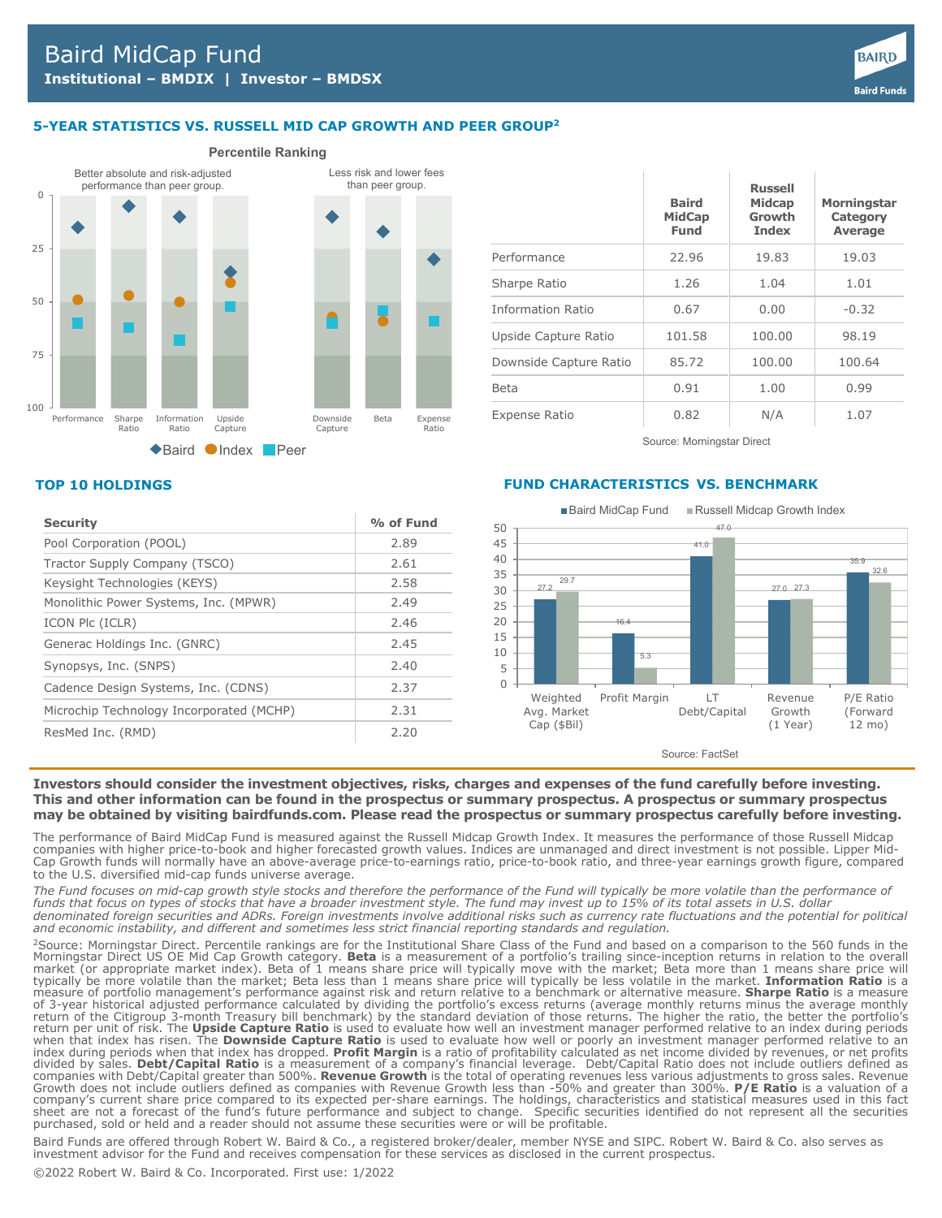# Baird MidCap Fund

**Institutional – BMDIX | Investor – BMDSX**

## 5-YEAR STATISTICS VS. RUSSELL MID CAP GROWTH AND PEER GROUP[2]

Percentile Ranking

Better absolute and risk-adjusted performance than peer group.

Less risk and lower fees than peer group.

0
25
50
75
100

Performance
Sharpe Ratio
Information Ratio
Upside Capture
Downside Capture
Beta
Expense Ratio

◆Baird ●Index ■Peer

| | Baird MidCap Fund | Russell Midcap Growth Index | Morningstar Category Average |
|---|---|---|---|
| Performance | 22.96 | 19.83 | 19.03 |
| Sharpe Ratio | 1.26 | 1.04 | 1.01 |
| Information Ratio | 0.67 | 0.00 | -0.32 |
| Upside Capture Ratio | 101.58 | 100.00 | 98.19 |
| Downside Capture Ratio | 85.72 | 100.00 | 100.64 |
| Beta | 0.91 | 1.00 | 0.99 |
| Expense Ratio | 0.82 | N/A | 1.07 |

Source: Morningstar Direct

## TOP 10 HOLDINGS

| Security | % of Fund |
|---|---|
| Pool Corporation (POOL) | 2.89 |
| Tractor Supply Company (TSCO) | 2.61 |
| Keysight Technologies (KEYS) | 2.58 |
| Monolithic Power Systems, Inc. (MPWR) | 2.49 |
| ICON Plc (ICLR) | 2.46 |
| Generac Holdings Inc. (GNRC) | 2.45 |
| Synopsys, Inc. (SNPS) | 2.40 |
| Cadence Design Systems, Inc. (CDNS) | 2.37 |
| Microchip Technology Incorporated (MCHP) | 2.31 |
| ResMed Inc. (RMD) | 2.20 |

## FUND CHARACTERISTICS VS. BENCHMARK

■Baird MidCap Fund ■Russell Midcap Growth Index

0
5
10
15
20
25
30
35
40
45
50

Weighted Avg. Market Cap ($Bil): 27.2, 29.7
Profit Margin: 16.4, 5.3
LT Debt/Capital: 41.0, 47.0
Revenue Growth (1 Year): 27.0, 27.3
P/E Ratio (Forward 12 mo): 35.9, 32.6

Source: FactSet

**Investors should consider the investment objectives, risks, charges and expenses of the fund carefully before investing. This and other information can be found in the prospectus or summary prospectus. A prospectus or summary prospectus may be obtained by visiting bairdfunds.com. Please read the prospectus or summary prospectus carefully before investing.**

The performance of Baird MidCap Fund is measured against the Russell Midcap Growth Index. It measures the performance of those Russell Midcap companies with higher price-to-book and higher forecasted growth values. Indices are unmanaged and direct investment is not possible. Lipper Mid-Cap Growth funds will normally have an above-average price-to-earnings ratio, price-to-book ratio, and three-year earnings growth figure, compared to the U.S. diversified mid-cap funds universe average.

*The Fund focuses on mid-cap growth style stocks and therefore the performance of the Fund will typically be more volatile than the performance of funds that focus on types of stocks that have a broader investment style. The fund may invest up to 15% of its total assets in U.S. dollar denominated foreign securities and ADRs. Foreign investments involve additional risks such as currency rate fluctuations and the potential for political and economic instability, and different and sometimes less strict financial reporting standards and regulation.*

[2]Source: Morningstar Direct. Percentile rankings are for the Institutional Share Class of the Fund and based on a comparison to the 560 funds in the Morningstar Direct US OE Mid Cap Growth category. **Beta** is a measurement of a portfolio's trailing since-inception returns in relation to the overall market (or appropriate market index). Beta of 1 means share price will typically move with the market; Beta more than 1 means share price will typically be more volatile than the market; Beta less than 1 means share price will typically be less volatile in the market. **Information Ratio** is a measure of portfolio management's performance against risk and return relative to a benchmark or alternative measure. **Sharpe Ratio** is a measure of 3-year historical adjusted performance calculated by dividing the portfolio's excess returns (average monthly returns minus the average monthly return of the Citigroup 3-month Treasury bill benchmark) by the standard deviation of those returns. The higher the ratio, the better the portfolio's return per unit of risk. The **Upside Capture Ratio** is used to evaluate how well an investment manager performed relative to an index during periods when that index has risen. The **Downside Capture Ratio** is used to evaluate how well or poorly an investment manager performed relative to an index during periods when that index has dropped. **Profit Margin** is a ratio of profitability calculated as net income divided by revenues, or net profits divided by sales. **Debt/Capital Ratio** is a measurement of a company's financial leverage. Debt/Capital Ratio does not include outliers defined as companies with Debt/Capital greater than 500%. **Revenue Growth** is the total of operating revenues less various adjustments to gross sales. Revenue Growth does not include outliers defined as companies with Revenue Growth less than -50% and greater than 300%. **P/E Ratio** is a valuation of a company's current share price compared to its expected per-share earnings. The holdings, characteristics and statistical measures used in this fact sheet are not a forecast of the fund's future performance and subject to change. Specific securities identified do not represent all the securities purchased, sold or held and a reader should not assume these securities were or will be profitable.

Baird Funds are offered through Robert W. Baird & Co., a registered broker/dealer, member NYSE and SIPC. Robert W. Baird & Co. also serves as investment advisor for the Fund and receives compensation for these services as disclosed in the current prospectus.

©2022 Robert W. Baird & Co. Incorporated. First use: 1/2022